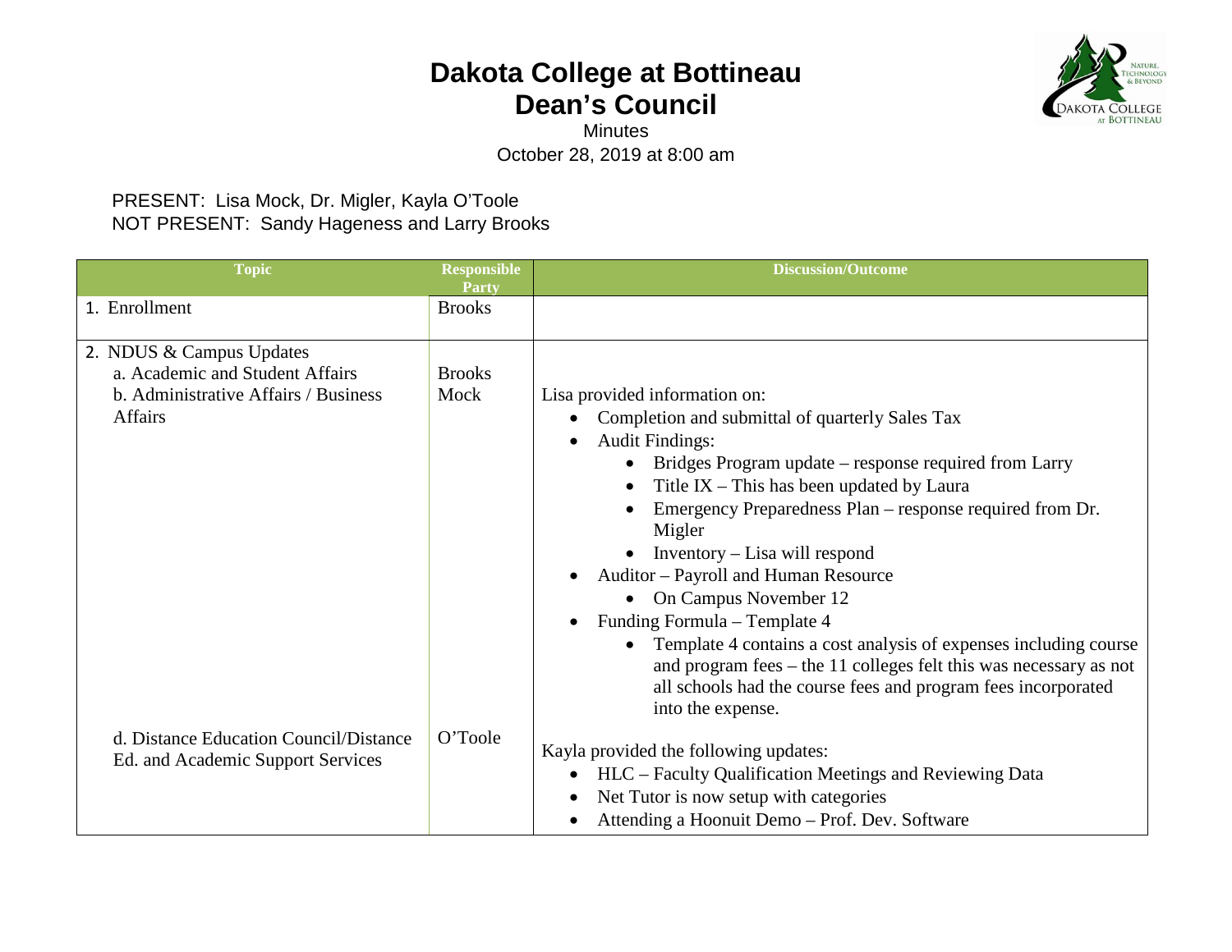# Dakota College at Bottineau
## Dean's Council

Minutes
October 28, 2019 at 8:00 am

PRESENT: Lisa Mock, Dr. Migler, Kayla O'Toole
NOT PRESENT: Sandy Hageness and Larry Brooks

| Topic | Responsible Party | Discussion/Outcome |
|---|---|---|
| 1. Enrollment | Brooks | |
| 2. NDUS & Campus Updates<br>a. Academic and Student Affairs<br>b. Administrative Affairs / Business Affairs | <br>Brooks<br>Mock | Lisa provided information on:<br>• Completion and submittal of quarterly Sales Tax<br>• Audit Findings:<br>&nbsp;&nbsp;• Bridges Program update – response required from Larry<br>&nbsp;&nbsp;• Title IX – This has been updated by Laura<br>&nbsp;&nbsp;• Emergency Preparedness Plan – response required from Dr. Migler<br>&nbsp;&nbsp;• Inventory – Lisa will respond<br>• Auditor – Payroll and Human Resource<br>&nbsp;&nbsp;• On Campus November 12<br>• Funding Formula – Template 4<br>&nbsp;&nbsp;• Template 4 contains a cost analysis of expenses including course and program fees – the 11 colleges felt this was necessary as not all schools had the course fees and program fees incorporated into the expense. |
| d. Distance Education Council/Distance Ed. and Academic Support Services | O'Toole | Kayla provided the following updates:<br>• HLC – Faculty Qualification Meetings and Reviewing Data<br>• Net Tutor is now setup with categories<br>• Attending a Hoonuit Demo – Prof. Dev. Software |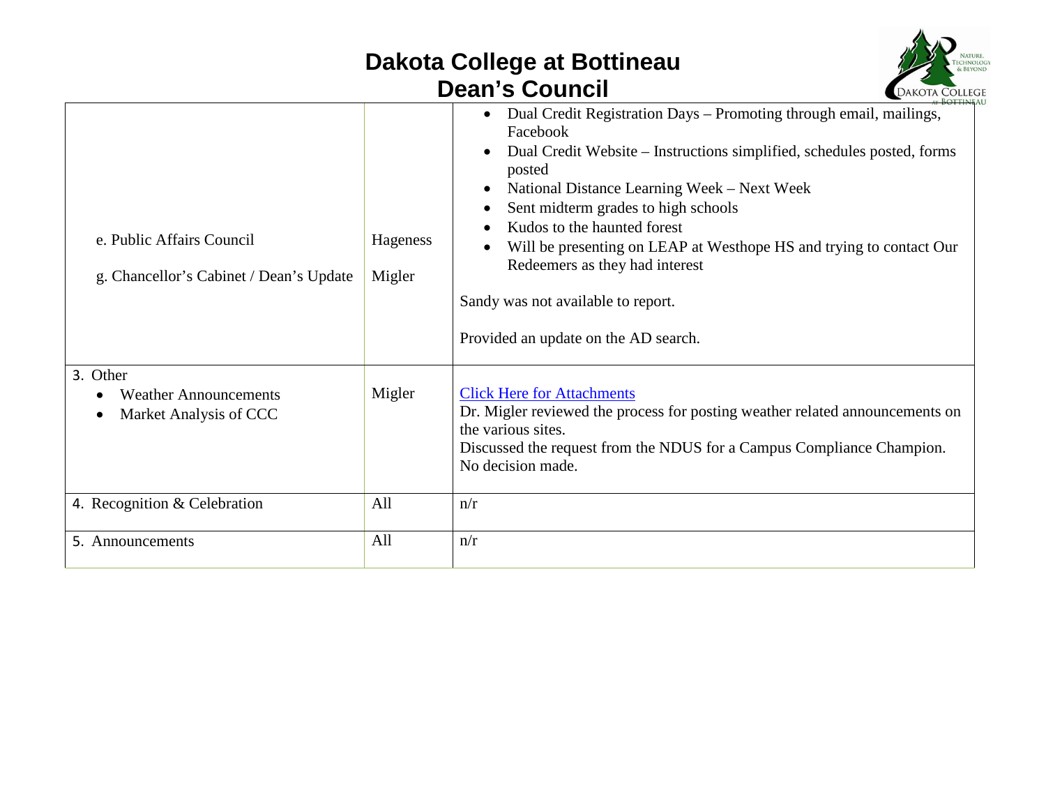# Dakota College at Bottineau
## Dean's Council

| | | |
|---|---|---|
| e. Public Affairs Council<br><br>g. Chancellor's Cabinet / Dean's Update | Hageness<br><br>Migler | • Dual Credit Registration Days – Promoting through email, mailings, Facebook<br>• Dual Credit Website – Instructions simplified, schedules posted, forms posted<br>• National Distance Learning Week – Next Week<br>• Sent midterm grades to high schools<br>• Kudos to the haunted forest<br>• Will be presenting on LEAP at Westhope HS and trying to contact Our Redeemers as they had interest<br><br>Sandy was not available to report.<br><br>Provided an update on the AD search. |
| 3. Other<br>• Weather Announcements<br>• Market Analysis of CCC | Migler | Click Here for Attachments<br>Dr. Migler reviewed the process for posting weather related announcements on the various sites.<br>Discussed the request from the NDUS for a Campus Compliance Champion. No decision made. |
| 4. Recognition & Celebration | All | n/r |
| 5. Announcements | All | n/r |